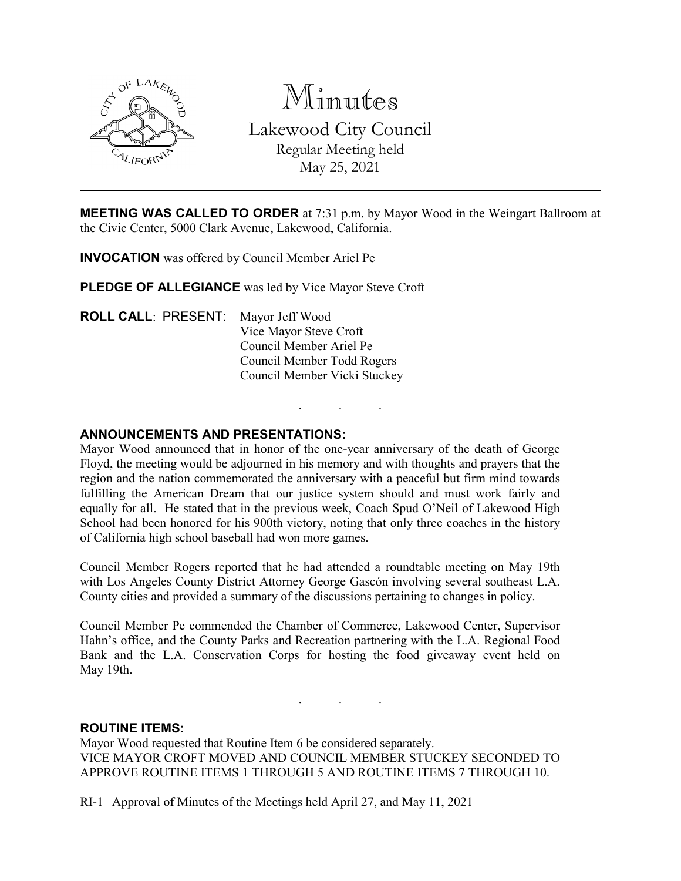# Minutes

## Lakewood City Council

Regular Meeting held
May 25, 2021

---

**MEETING WAS CALLED TO ORDER** at 7:31 p.m. by Mayor Wood in the Weingart Ballroom at the Civic Center, 5000 Clark Avenue, Lakewood, California.

**INVOCATION** was offered by Council Member Ariel Pe

**PLEDGE OF ALLEGIANCE** was led by Vice Mayor Steve Croft

**ROLL CALL**: PRESENT: Mayor Jeff Wood
Vice Mayor Steve Croft
Council Member Ariel Pe
Council Member Todd Rogers
Council Member Vicki Stuckey

. . .

**ANNOUNCEMENTS AND PRESENTATIONS:**

Mayor Wood announced that in honor of the one-year anniversary of the death of George Floyd, the meeting would be adjourned in his memory and with thoughts and prayers that the region and the nation commemorated the anniversary with a peaceful but firm mind towards fulfilling the American Dream that our justice system should and must work fairly and equally for all. He stated that in the previous week, Coach Spud O'Neil of Lakewood High School had been honored for his 900th victory, noting that only three coaches in the history of California high school baseball had won more games.

Council Member Rogers reported that he had attended a roundtable meeting on May 19th with Los Angeles County District Attorney George Gascón involving several southeast L.A. County cities and provided a summary of the discussions pertaining to changes in policy.

Council Member Pe commended the Chamber of Commerce, Lakewood Center, Supervisor Hahn's office, and the County Parks and Recreation partnering with the L.A. Regional Food Bank and the L.A. Conservation Corps for hosting the food giveaway event held on May 19th.

. . .

**ROUTINE ITEMS:**

Mayor Wood requested that Routine Item 6 be considered separately.
VICE MAYOR CROFT MOVED AND COUNCIL MEMBER STUCKEY SECONDED TO APPROVE ROUTINE ITEMS 1 THROUGH 5 AND ROUTINE ITEMS 7 THROUGH 10.

RI-1 Approval of Minutes of the Meetings held April 27, and May 11, 2021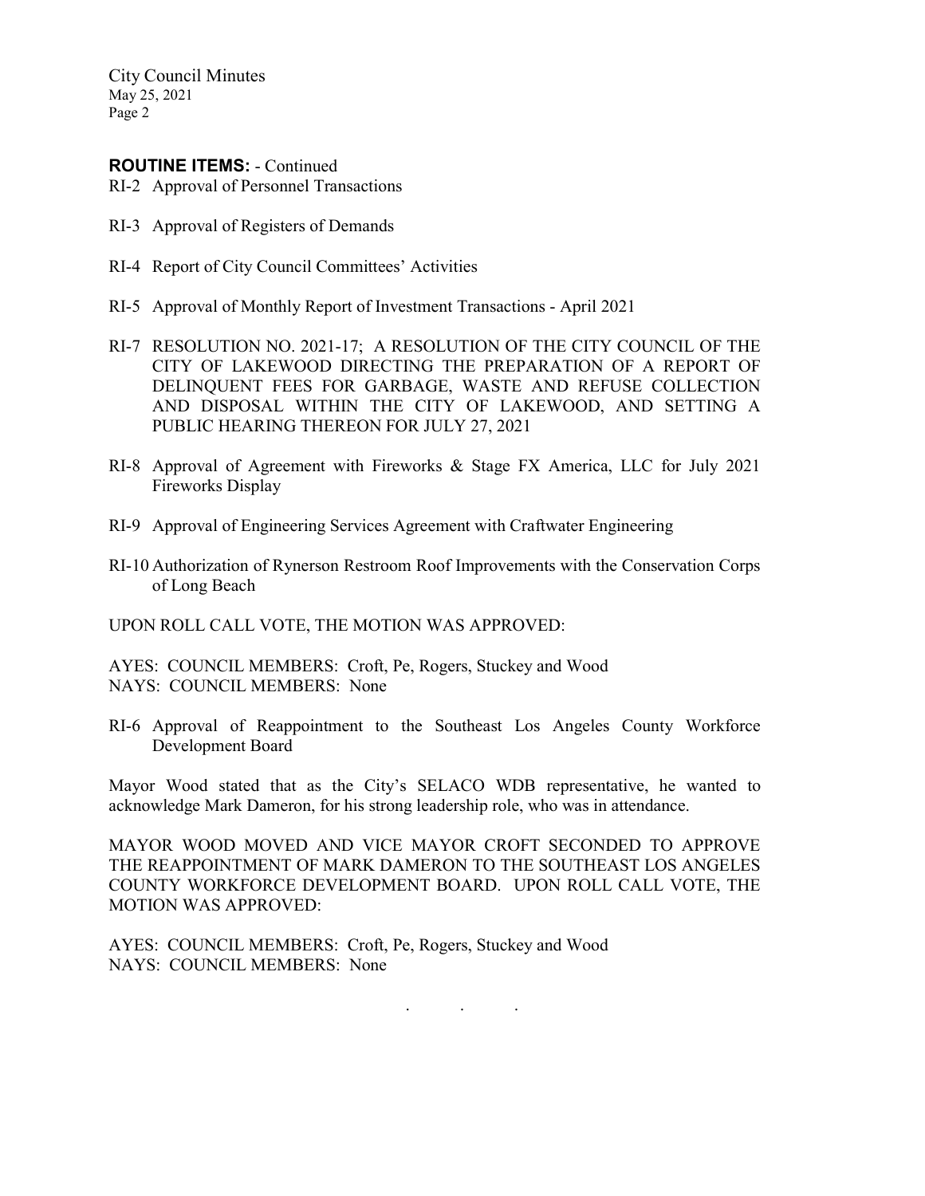**ROUTINE ITEMS:** - Continued

RI-2 Approval of Personnel Transactions

RI-3 Approval of Registers of Demands

RI-4 Report of City Council Committees' Activities

RI-5 Approval of Monthly Report of Investment Transactions - April 2021

RI-7 RESOLUTION NO. 2021-17; A RESOLUTION OF THE CITY COUNCIL OF THE CITY OF LAKEWOOD DIRECTING THE PREPARATION OF A REPORT OF DELINQUENT FEES FOR GARBAGE, WASTE AND REFUSE COLLECTION AND DISPOSAL WITHIN THE CITY OF LAKEWOOD, AND SETTING A PUBLIC HEARING THEREON FOR JULY 27, 2021

RI-8 Approval of Agreement with Fireworks & Stage FX America, LLC for July 2021 Fireworks Display

RI-9 Approval of Engineering Services Agreement with Craftwater Engineering

RI-10 Authorization of Rynerson Restroom Roof Improvements with the Conservation Corps of Long Beach

UPON ROLL CALL VOTE, THE MOTION WAS APPROVED:

AYES: COUNCIL MEMBERS: Croft, Pe, Rogers, Stuckey and Wood
NAYS: COUNCIL MEMBERS: None

RI-6 Approval of Reappointment to the Southeast Los Angeles County Workforce Development Board

Mayor Wood stated that as the City's SELACO WDB representative, he wanted to acknowledge Mark Dameron, for his strong leadership role, who was in attendance.

MAYOR WOOD MOVED AND VICE MAYOR CROFT SECONDED TO APPROVE THE REAPPOINTMENT OF MARK DAMERON TO THE SOUTHEAST LOS ANGELES COUNTY WORKFORCE DEVELOPMENT BOARD. UPON ROLL CALL VOTE, THE MOTION WAS APPROVED:

AYES: COUNCIL MEMBERS: Croft, Pe, Rogers, Stuckey and Wood
NAYS: COUNCIL MEMBERS: None

. . .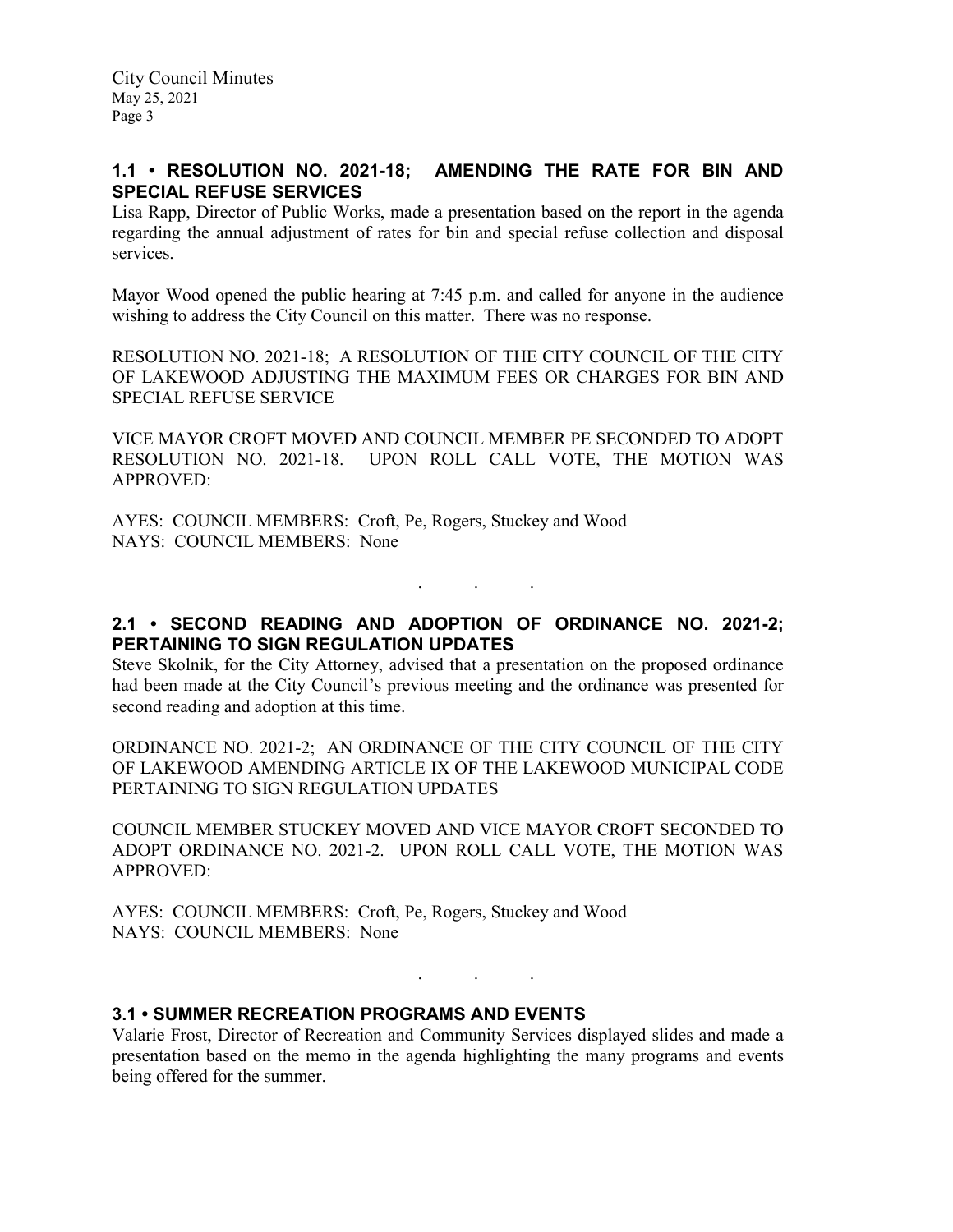## 1.1 • RESOLUTION NO. 2021-18; AMENDING THE RATE FOR BIN AND SPECIAL REFUSE SERVICES

Lisa Rapp, Director of Public Works, made a presentation based on the report in the agenda regarding the annual adjustment of rates for bin and special refuse collection and disposal services.

Mayor Wood opened the public hearing at 7:45 p.m. and called for anyone in the audience wishing to address the City Council on this matter. There was no response.

RESOLUTION NO. 2021-18; A RESOLUTION OF THE CITY COUNCIL OF THE CITY OF LAKEWOOD ADJUSTING THE MAXIMUM FEES OR CHARGES FOR BIN AND SPECIAL REFUSE SERVICE

VICE MAYOR CROFT MOVED AND COUNCIL MEMBER PE SECONDED TO ADOPT RESOLUTION NO. 2021-18. UPON ROLL CALL VOTE, THE MOTION WAS APPROVED:

AYES: COUNCIL MEMBERS: Croft, Pe, Rogers, Stuckey and Wood
NAYS: COUNCIL MEMBERS: None

. . .

## 2.1 • SECOND READING AND ADOPTION OF ORDINANCE NO. 2021-2; PERTAINING TO SIGN REGULATION UPDATES

Steve Skolnik, for the City Attorney, advised that a presentation on the proposed ordinance had been made at the City Council's previous meeting and the ordinance was presented for second reading and adoption at this time.

ORDINANCE NO. 2021-2; AN ORDINANCE OF THE CITY COUNCIL OF THE CITY OF LAKEWOOD AMENDING ARTICLE IX OF THE LAKEWOOD MUNICIPAL CODE PERTAINING TO SIGN REGULATION UPDATES

COUNCIL MEMBER STUCKEY MOVED AND VICE MAYOR CROFT SECONDED TO ADOPT ORDINANCE NO. 2021-2. UPON ROLL CALL VOTE, THE MOTION WAS APPROVED:

AYES: COUNCIL MEMBERS: Croft, Pe, Rogers, Stuckey and Wood
NAYS: COUNCIL MEMBERS: None

. . .

## 3.1 • SUMMER RECREATION PROGRAMS AND EVENTS

Valarie Frost, Director of Recreation and Community Services displayed slides and made a presentation based on the memo in the agenda highlighting the many programs and events being offered for the summer.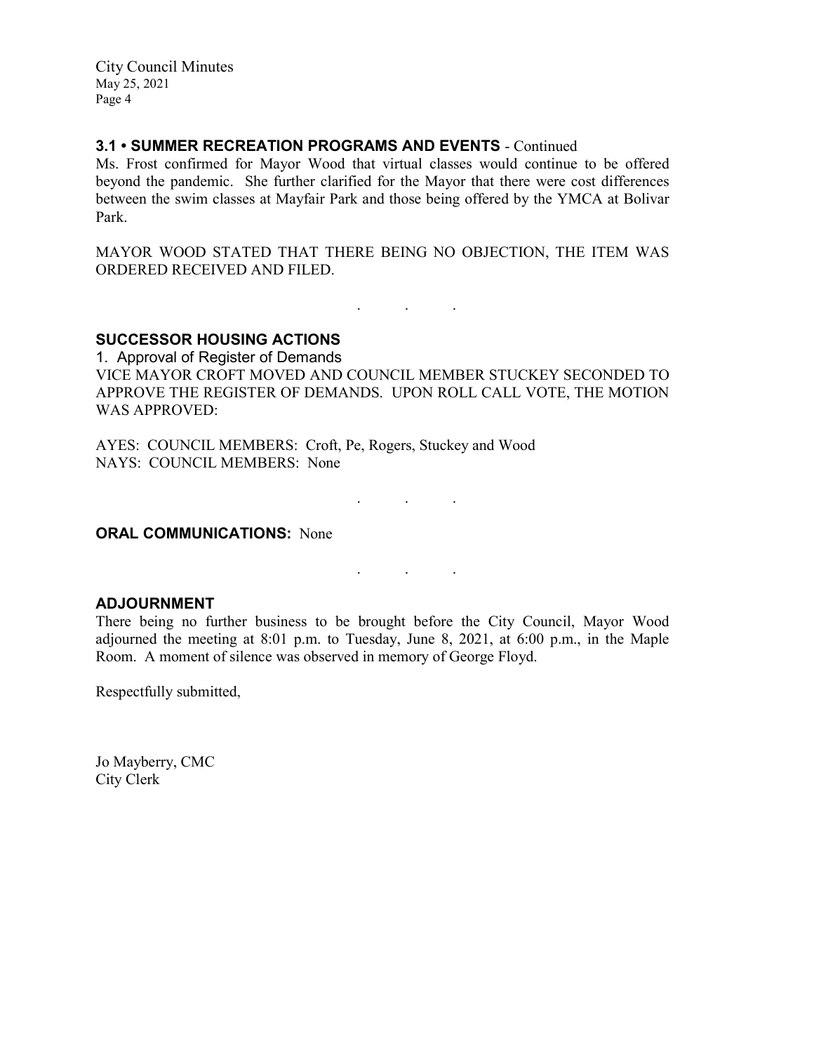## 3.1 • SUMMER RECREATION PROGRAMS AND EVENTS - Continued

Ms. Frost confirmed for Mayor Wood that virtual classes would continue to be offered beyond the pandemic. She further clarified for the Mayor that there were cost differences between the swim classes at Mayfair Park and those being offered by the YMCA at Bolivar Park.

MAYOR WOOD STATED THAT THERE BEING NO OBJECTION, THE ITEM WAS ORDERED RECEIVED AND FILED.

. . .

## SUCCESSOR HOUSING ACTIONS

1. Approval of Register of Demands

VICE MAYOR CROFT MOVED AND COUNCIL MEMBER STUCKEY SECONDED TO APPROVE THE REGISTER OF DEMANDS. UPON ROLL CALL VOTE, THE MOTION WAS APPROVED:

AYES: COUNCIL MEMBERS: Croft, Pe, Rogers, Stuckey and Wood
NAYS: COUNCIL MEMBERS: None

. . .

## ORAL COMMUNICATIONS: None

. . .

## ADJOURNMENT

There being no further business to be brought before the City Council, Mayor Wood adjourned the meeting at 8:01 p.m. to Tuesday, June 8, 2021, at 6:00 p.m., in the Maple Room. A moment of silence was observed in memory of George Floyd.

Respectfully submitted,

Jo Mayberry, CMC
City Clerk